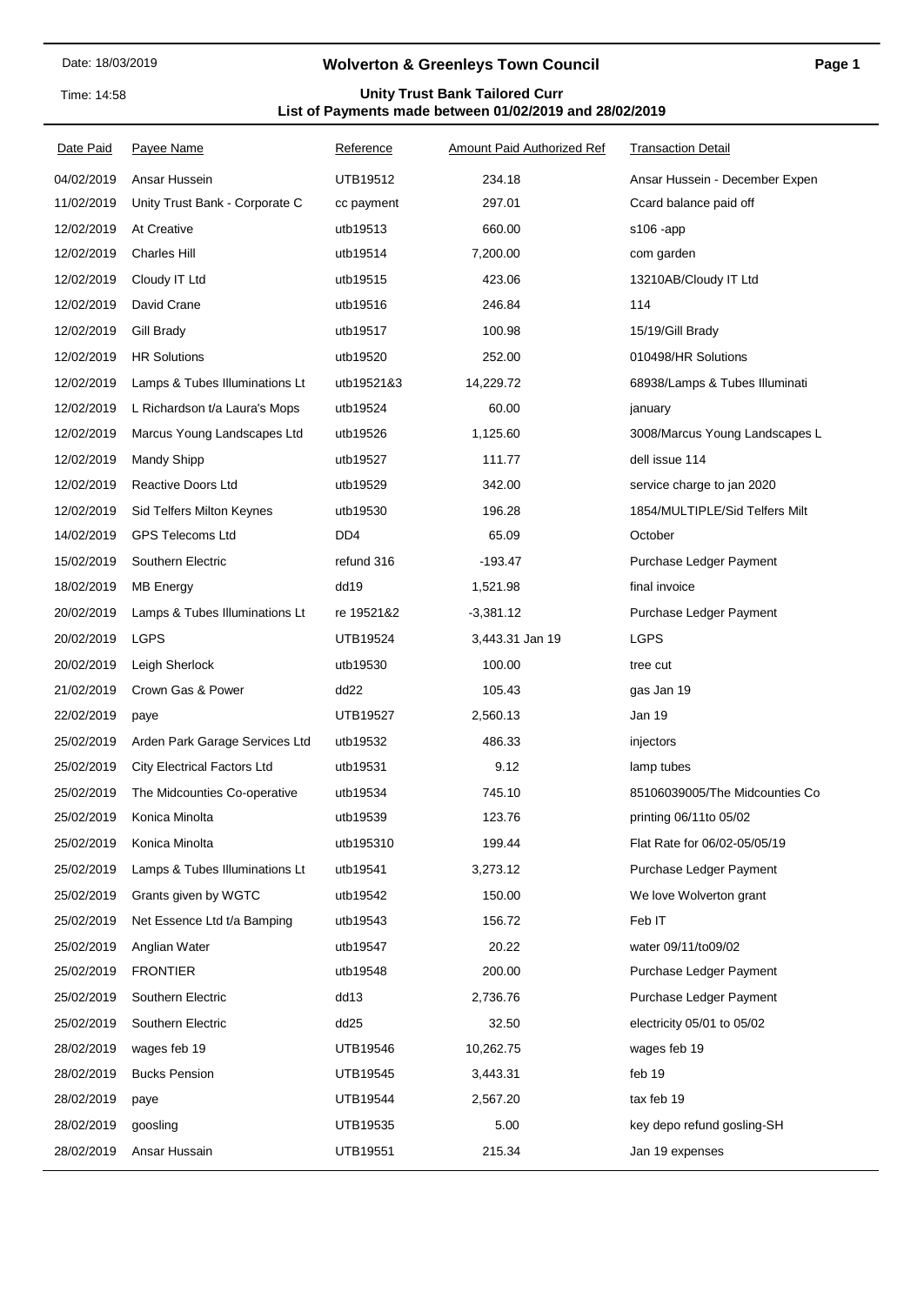Date: 18/03/2019

Time: 14:58

# Wolverton & Greenleys Town Council

## Unity Trust Bank Tailored Curr
### List of Payments made between 01/02/2019 and 28/02/2019

| Date Paid | Payee Name | Reference | Amount Paid | Authorized Ref | Transaction Detail |
|---|---|---|---|---|---|
| 04/02/2019 | Ansar Hussein | UTB19512 | 234.18 | | Ansar Hussein - December Expen |
| 11/02/2019 | Unity Trust Bank - Corporate C | cc payment | 297.01 | | Ccard balance paid off |
| 12/02/2019 | At Creative | utb19513 | 660.00 | | s106 -app |
| 12/02/2019 | Charles Hill | utb19514 | 7,200.00 | | com garden |
| 12/02/2019 | Cloudy IT Ltd | utb19515 | 423.06 | | 13210AB/Cloudy IT Ltd |
| 12/02/2019 | David Crane | utb19516 | 246.84 | | 114 |
| 12/02/2019 | Gill Brady | utb19517 | 100.98 | | 15/19/Gill Brady |
| 12/02/2019 | HR Solutions | utb19520 | 252.00 | | 010498/HR Solutions |
| 12/02/2019 | Lamps & Tubes Illuminations Lt | utb19521&3 | 14,229.72 | | 68938/Lamps & Tubes Illuminati |
| 12/02/2019 | L Richardson t/a Laura's Mops | utb19524 | 60.00 | | january |
| 12/02/2019 | Marcus Young Landscapes Ltd | utb19526 | 1,125.60 | | 3008/Marcus Young Landscapes L |
| 12/02/2019 | Mandy Shipp | utb19527 | 111.77 | | dell issue 114 |
| 12/02/2019 | Reactive Doors Ltd | utb19529 | 342.00 | | service charge to jan 2020 |
| 12/02/2019 | Sid Telfers Milton Keynes | utb19530 | 196.28 | | 1854/MULTIPLE/Sid Telfers Milt |
| 14/02/2019 | GPS Telecoms Ltd | DD4 | 65.09 | | October |
| 15/02/2019 | Southern Electric | refund 316 | -193.47 | | Purchase Ledger Payment |
| 18/02/2019 | MB Energy | dd19 | 1,521.98 | | final invoice |
| 20/02/2019 | Lamps & Tubes Illuminations Lt | re 19521&2 | -3,381.12 | | Purchase Ledger Payment |
| 20/02/2019 | LGPS | UTB19524 | 3,443.31 | Jan 19 | LGPS |
| 20/02/2019 | Leigh Sherlock | utb19530 | 100.00 | | tree cut |
| 21/02/2019 | Crown Gas & Power | dd22 | 105.43 | | gas Jan 19 |
| 22/02/2019 | paye | UTB19527 | 2,560.13 | | Jan 19 |
| 25/02/2019 | Arden Park Garage Services Ltd | utb19532 | 486.33 | | injectors |
| 25/02/2019 | City Electrical Factors Ltd | utb19531 | 9.12 | | lamp tubes |
| 25/02/2019 | The Midcounties Co-operative | utb19534 | 745.10 | | 85106039005/The Midcounties Co |
| 25/02/2019 | Konica Minolta | utb19539 | 123.76 | | printing 06/11to 05/02 |
| 25/02/2019 | Konica Minolta | utb195310 | 199.44 | | Flat Rate for 06/02-05/05/19 |
| 25/02/2019 | Lamps & Tubes Illuminations Lt | utb19541 | 3,273.12 | | Purchase Ledger Payment |
| 25/02/2019 | Grants given by WGTC | utb19542 | 150.00 | | We love Wolverton grant |
| 25/02/2019 | Net Essence Ltd t/a Bamping | utb19543 | 156.72 | | Feb IT |
| 25/02/2019 | Anglian Water | utb19547 | 20.22 | | water 09/11/to09/02 |
| 25/02/2019 | FRONTIER | utb19548 | 200.00 | | Purchase Ledger Payment |
| 25/02/2019 | Southern Electric | dd13 | 2,736.76 | | Purchase Ledger Payment |
| 25/02/2019 | Southern Electric | dd25 | 32.50 | | electricity 05/01 to 05/02 |
| 28/02/2019 | wages feb 19 | UTB19546 | 10,262.75 | | wages feb 19 |
| 28/02/2019 | Bucks Pension | UTB19545 | 3,443.31 | | feb 19 |
| 28/02/2019 | paye | UTB19544 | 2,567.20 | | tax feb 19 |
| 28/02/2019 | goosling | UTB19535 | 5.00 | | key depo refund gosling-SH |
| 28/02/2019 | Ansar Hussain | UTB19551 | 215.34 | | Jan 19 expenses |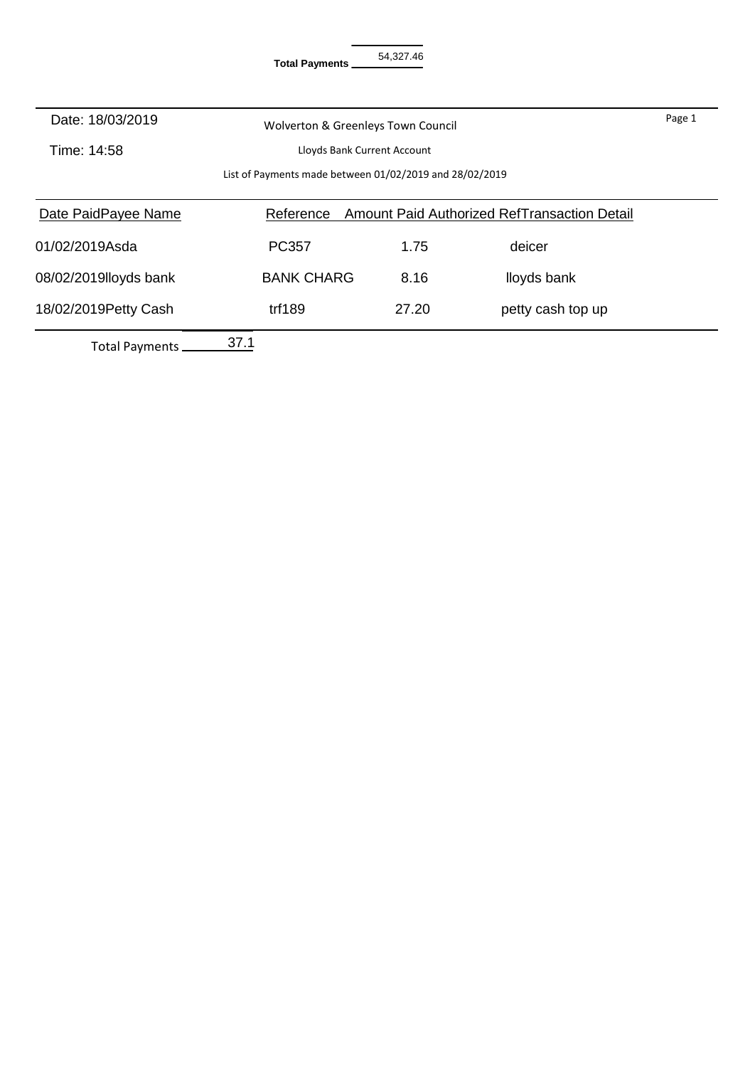**Total Payments** 54,327.46

Date: 18/03/2019

Time: 14:58

Wolverton & Greenleys Town Council

Lloyds Bank Current Account

List of Payments made between 01/02/2019 and 28/02/2019

| Date Paid | Payee Name | Reference | Amount Paid | Authorized Ref | Transaction Detail |
|---|---|---|---|---|---|
| 01/02/2019 | Asda | PC357 | 1.75 | | deicer |
| 08/02/2019 | lloyds bank | BANK CHARG | 8.16 | | lloyds bank |
| 18/02/2019 | Petty Cash | trf189 | 27.20 | | petty cash top up |

Total Payments 37.1